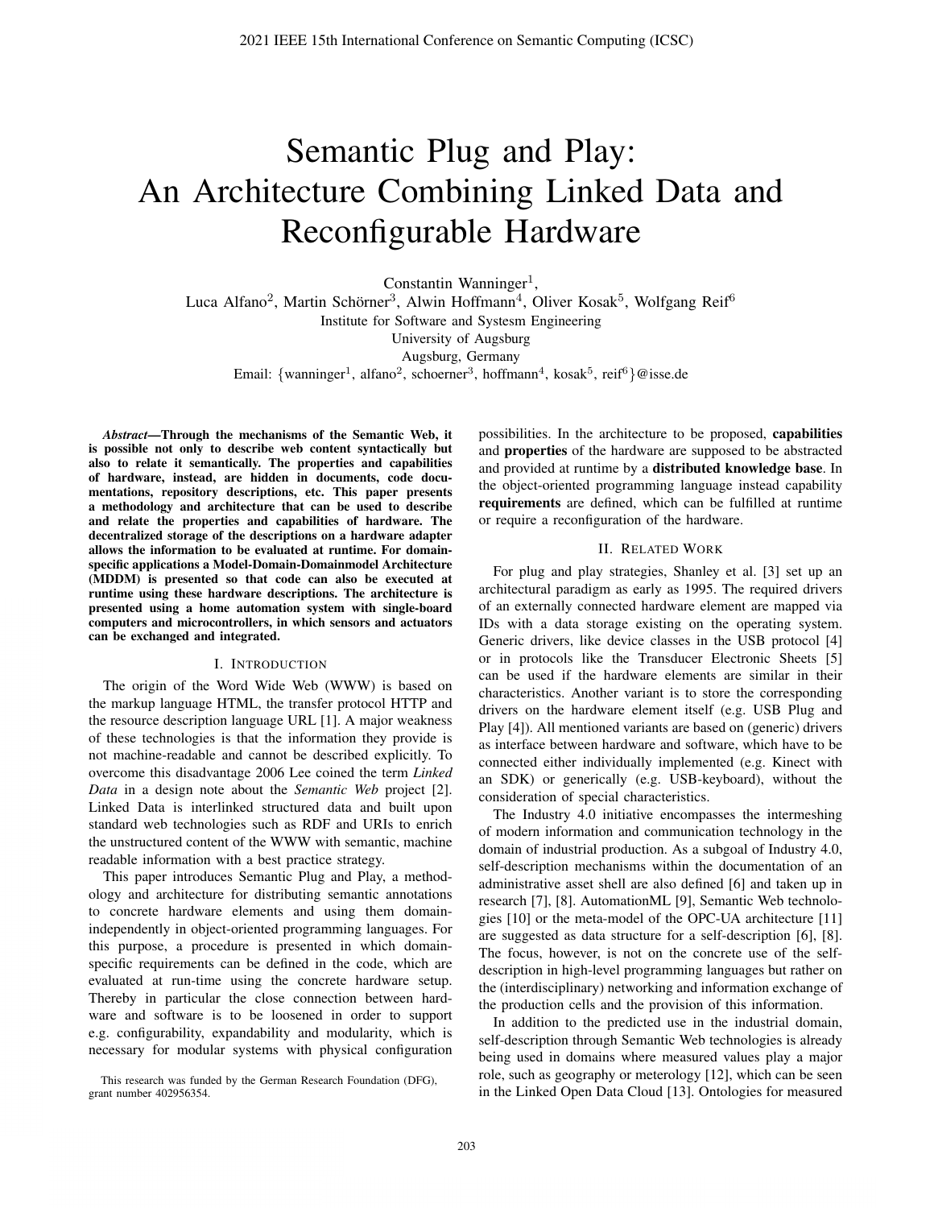# Semantic Plug and Play: An Architecture Combining Linked Data and Reconfigurable Hardware

Constantin Wanninger[1],
Luca Alfano[2], Martin Schörner[3], Alwin Hoffmann[4], Oliver Kosak[5], Wolfgang Reif[6]
Institute for Software and Systesm Engineering
University of Augsburg
Augsburg, Germany
Email: {wanninger[1], alfano[2], schoerner[3], hoffmann[4], kosak[5], reif[6]}@isse.de

***Abstract*—Through the mechanisms of the Semantic Web, it is possible not only to describe web content syntactically but also to relate it semantically. The properties and capabilities of hardware, instead, are hidden in documents, code documentations, repository descriptions, etc. This paper presents a methodology and architecture that can be used to describe and relate the properties and capabilities of hardware. The decentralized storage of the descriptions on a hardware adapter allows the information to be evaluated at runtime. For domain-specific applications a Model-Domain-Domainmodel Architecture (MDDM) is presented so that code can also be executed at runtime using these hardware descriptions. The architecture is presented using a home automation system with single-board computers and microcontrollers, in which sensors and actuators can be exchanged and integrated.**

## I. Introduction

The origin of the Word Wide Web (WWW) is based on the markup language HTML, the transfer protocol HTTP and the resource description language URL [1]. A major weakness of these technologies is that the information they provide is not machine-readable and cannot be described explicitly. To overcome this disadvantage 2006 Lee coined the term *Linked Data* in a design note about the *Semantic Web* project [2]. Linked Data is interlinked structured data and built upon standard web technologies such as RDF and URIs to enrich the unstructured content of the WWW with semantic, machine readable information with a best practice strategy.

This paper introduces Semantic Plug and Play, a methodology and architecture for distributing semantic annotations to concrete hardware elements and using them domain-independently in object-oriented programming languages. For this purpose, a procedure is presented in which domain-specific requirements can be defined in the code, which are evaluated at run-time using the concrete hardware setup. Thereby in particular the close connection between hardware and software is to be loosened in order to support e.g. configurability, expandability and modularity, which is necessary for modular systems with physical configuration possibilities. In the architecture to be proposed, **capabilities** and **properties** of the hardware are supposed to be abstracted and provided at runtime by a **distributed knowledge base**. In the object-oriented programming language instead capability **requirements** are defined, which can be fulfilled at runtime or require a reconfiguration of the hardware.

## II. Related Work

For plug and play strategies, Shanley et al. [3] set up an architectural paradigm as early as 1995. The required drivers of an externally connected hardware element are mapped via IDs with a data storage existing on the operating system. Generic drivers, like device classes in the USB protocol [4] or in protocols like the Transducer Electronic Sheets [5] can be used if the hardware elements are similar in their characteristics. Another variant is to store the corresponding drivers on the hardware element itself (e.g. USB Plug and Play [4]). All mentioned variants are based on (generic) drivers as interface between hardware and software, which have to be connected either individually implemented (e.g. Kinect with an SDK) or generically (e.g. USB-keyboard), without the consideration of special characteristics.

The Industry 4.0 initiative encompasses the intermeshing of modern information and communication technology in the domain of industrial production. As a subgoal of Industry 4.0, self-description mechanisms within the documentation of an administrative asset shell are also defined [6] and taken up in research [7], [8]. AutomationML [9], Semantic Web technologies [10] or the meta-model of the OPC-UA architecture [11] are suggested as data structure for a self-description [6], [8]. The focus, however, is not on the concrete use of the self-description in high-level programming languages but rather on the (interdisciplinary) networking and information exchange of the production cells and the provision of this information.

In addition to the predicted use in the industrial domain, self-description through Semantic Web technologies is already being used in domains where measured values play a major role, such as geography or meterology [12], which can be seen in the Linked Open Data Cloud [13]. Ontologies for measured

This research was funded by the German Research Foundation (DFG), grant number 402956354.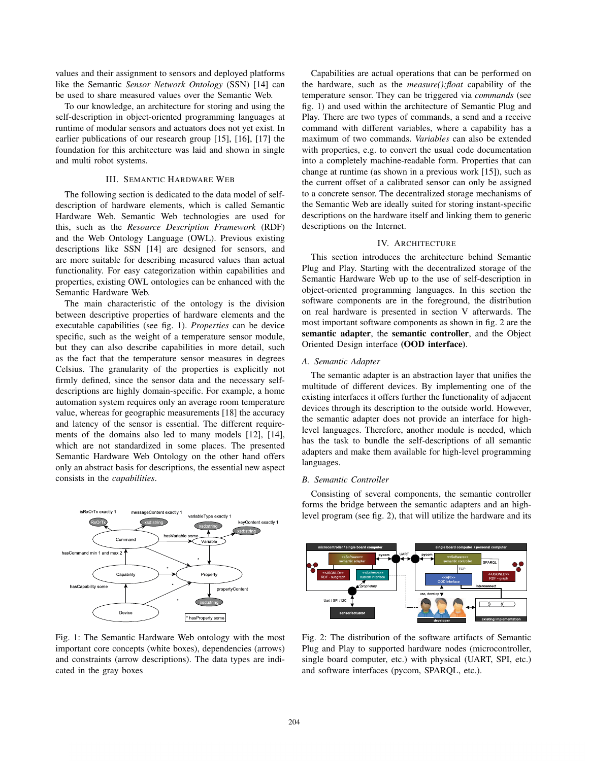values and their assignment to sensors and deployed platforms like the Semantic *Sensor Network Ontology* (SSN) [14] can be used to share measured values over the Semantic Web.

To our knowledge, an architecture for storing and using the self-description in object-oriented programming languages at runtime of modular sensors and actuators does not yet exist. In earlier publications of our research group [15], [16], [17] the foundation for this architecture was laid and shown in single and multi robot systems.

## III. Semantic Hardware Web

The following section is dedicated to the data model of self-description of hardware elements, which is called Semantic Hardware Web. Semantic Web technologies are used for this, such as the *Resource Description Framework* (RDF) and the Web Ontology Language (OWL). Previous existing descriptions like SSN [14] are designed for sensors, and are more suitable for describing measured values than actual functionality. For easy categorization within capabilities and properties, existing OWL ontologies can be enhanced with the Semantic Hardware Web.

The main characteristic of the ontology is the division between descriptive properties of hardware elements and the executable capabilities (see fig. 1). *Properties* can be device specific, such as the weight of a temperature sensor module, but they can also describe capabilities in more detail, such as the fact that the temperature sensor measures in degrees Celsius. The granularity of the properties is explicitly not firmly defined, since the sensor data and the necessary self-descriptions are highly domain-specific. For example, a home automation system requires only an average room temperature value, whereas for geographic measurements [18] the accuracy and latency of the sensor is essential. The different requirements of the domains also led to many models [12], [14], which are not standardized in some places. The presented Semantic Hardware Web Ontology on the other hand offers only an abstract basis for descriptions, the essential new aspect consists in the *capabilities*.

Fig. 1: The Semantic Hardware Web ontology with the most important core concepts (white boxes), dependencies (arrows) and constraints (arrow descriptions). The data types are indicated in the gray boxes

Capabilities are actual operations that can be performed on the hardware, such as the *measure():float* capability of the temperature sensor. They can be triggered via *commands* (see fig. 1) and used within the architecture of Semantic Plug and Play. There are two types of commands, a send and a receive command with different variables, where a capability has a maximum of two commands. *Variables* can also be extended with properties, e.g. to convert the usual code documentation into a completely machine-readable form. Properties that can change at runtime (as shown in a previous work [15]), such as the current offset of a calibrated sensor can only be assigned to a concrete sensor. The decentralized storage mechanisms of the Semantic Web are ideally suited for storing instant-specific descriptions on the hardware itself and linking them to generic descriptions on the Internet.

## IV. Architecture

This section introduces the architecture behind Semantic Plug and Play. Starting with the decentralized storage of the Semantic Hardware Web up to the use of self-description in object-oriented programming languages. In this section the software components are in the foreground, and the distribution on real hardware is presented in section V afterwards. The most important software components as shown in fig. 2 are the **semantic adapter**, the **semantic controller**, and the Object Oriented Design interface **(OOD interface)**.

### A. Semantic Adapter

The semantic adapter is an abstraction layer that unifies the multitude of different devices. By implementing one of the existing interfaces it offers further the functionality of adjacent devices through its description to the outside world. However, the semantic adapter does not provide an interface for high-level languages. Therefore, another module is needed, which has the task to bundle the self-descriptions of all semantic adapters and make them available for high-level programming languages.

### B. Semantic Controller

Consisting of several components, the semantic controller forms the bridge between the semantic adapters and an high-level program (see fig. 2), that will utilize the hardware and its

Fig. 2: The distribution of the software artifacts of Semantic Plug and Play to supported hardware nodes (microcontroller, single board computer, etc.) with physical (UART, SPI, etc.) and software interfaces (pycom, SPARQL, etc.).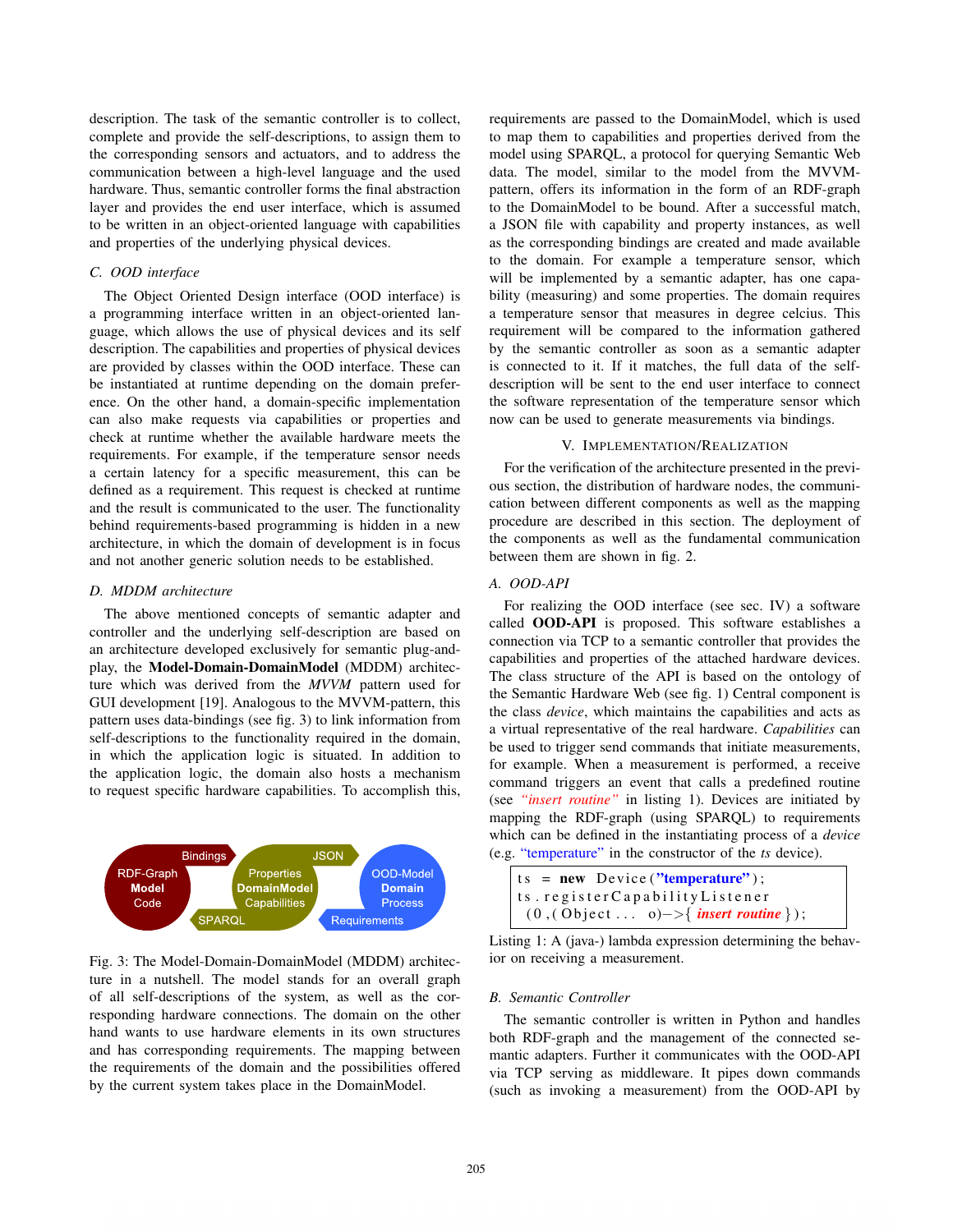description. The task of the semantic controller is to collect, complete and provide the self-descriptions, to assign them to the corresponding sensors and actuators, and to address the communication between a high-level language and the used hardware. Thus, semantic controller forms the final abstraction layer and provides the end user interface, which is assumed to be written in an object-oriented language with capabilities and properties of the underlying physical devices.

### C. OOD interface

The Object Oriented Design interface (OOD interface) is a programming interface written in an object-oriented language, which allows the use of physical devices and its self description. The capabilities and properties of physical devices are provided by classes within the OOD interface. These can be instantiated at runtime depending on the domain preference. On the other hand, a domain-specific implementation can also make requests via capabilities or properties and check at runtime whether the available hardware meets the requirements. For example, if the temperature sensor needs a certain latency for a specific measurement, this can be defined as a requirement. This request is checked at runtime and the result is communicated to the user. The functionality behind requirements-based programming is hidden in a new architecture, in which the domain of development is in focus and not another generic solution needs to be established.

### D. MDDM architecture

The above mentioned concepts of semantic adapter and controller and the underlying self-description are based on an architecture developed exclusively for semantic plug-and-play, the **Model-Domain-DomainModel** (MDDM) architecture which was derived from the *MVVM* pattern used for GUI development [19]. Analogous to the MVVM-pattern, this pattern uses data-bindings (see fig. 3) to link information from self-descriptions to the functionality required in the domain, in which the application logic is situated. In addition to the application logic, the domain also hosts a mechanism to request specific hardware capabilities. To accomplish this,

Fig. 3: The Model-Domain-DomainModel (MDDM) architecture in a nutshell. The model stands for an overall graph of all self-descriptions of the system, as well as the corresponding hardware connections. The domain on the other hand wants to use hardware elements in its own structures and has corresponding requirements. The mapping between the requirements of the domain and the possibilities offered by the current system takes place in the DomainModel.

requirements are passed to the DomainModel, which is used to map them to capabilities and properties derived from the model using SPARQL, a protocol for querying Semantic Web data. The model, similar to the model from the MVVM-pattern, offers its information in the form of an RDF-graph to the DomainModel to be bound. After a successful match, a JSON file with capability and property instances, as well as the corresponding bindings are created and made available to the domain. For example a temperature sensor, which will be implemented by a semantic adapter, has one capability (measuring) and some properties. The domain requires a temperature sensor that measures in degree celcius. This requirement will be compared to the information gathered by the semantic controller as soon as a semantic adapter is connected to it. If it matches, the full data of the self-description will be sent to the end user interface to connect the software representation of the temperature sensor which now can be used to generate measurements via bindings.

## V. Implementation/Realization

For the verification of the architecture presented in the previous section, the distribution of hardware nodes, the communication between different components as well as the mapping procedure are described in this section. The deployment of the components as well as the fundamental communication between them are shown in fig. 2.

### A. OOD-API

For realizing the OOD interface (see sec. IV) a software called **OOD-API** is proposed. This software establishes a connection via TCP to a semantic controller that provides the capabilities and properties of the attached hardware devices. The class structure of the API is based on the ontology of the Semantic Hardware Web (see fig. 1) Central component is the class *device*, which maintains the capabilities and acts as a virtual representative of the real hardware. *Capabilities* can be used to trigger send commands that initiate measurements, for example. When a measurement is performed, a receive command triggers an event that calls a predefined routine (see *"insert routine"* in listing 1). Devices are initiated by mapping the RDF-graph (using SPARQL) to requirements which can be defined in the instantiating process of a *device* (e.g. "temperature" in the constructor of the *ts* device).

```
ts = new Device("temperature");
ts.registerCapabilityListener
  (0,(Object... o)->{ insert routine });
```

Listing 1: A (java-) lambda expression determining the behavior on receiving a measurement.

### B. Semantic Controller

The semantic controller is written in Python and handles both RDF-graph and the management of the connected semantic adapters. Further it communicates with the OOD-API via TCP serving as middleware. It pipes down commands (such as invoking a measurement) from the OOD-API by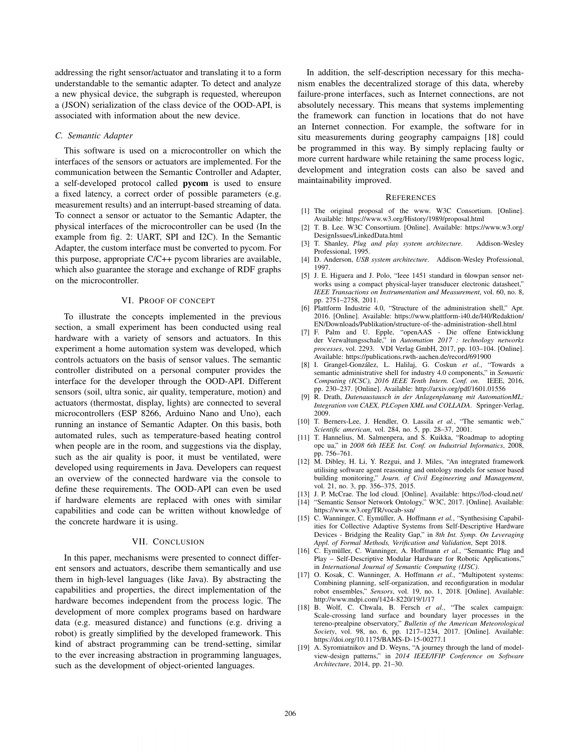addressing the right sensor/actuator and translating it to a form understandable to the semantic adapter. To detect and analyze a new physical device, the subgraph is requested, whereupon a (JSON) serialization of the class device of the OOD-API, is associated with information about the new device.

### C. Semantic Adapter

This software is used on a microcontroller on which the interfaces of the sensors or actuators are implemented. For the communication between the Semantic Controller and Adapter, a self-developed protocol called **pycom** is used to ensure a fixed latency, a correct order of possible parameters (e.g. measurement results) and an interrupt-based streaming of data. To connect a sensor or actuator to the Semantic Adapter, the physical interfaces of the microcontroller can be used (In the example from fig. 2: UART, SPI and I2C). In the Semantic Adapter, the custom interface must be converted to pycom. For this purpose, appropriate C/C++ pycom libraries are available, which also guarantee the storage and exchange of RDF graphs on the microcontroller.

## VI. Proof of concept

To illustrate the concepts implemented in the previous section, a small experiment has been conducted using real hardware with a variety of sensors and actuators. In this experiment a home automation system was developed, which controls actuators on the basis of sensor values. The semantic controller distributed on a personal computer provides the interface for the developer through the OOD-API. Different sensors (soil, ultra sonic, air quality, temperature, motion) and actuators (thermostat, display, lights) are connected to several microcontrollers (ESP 8266, Arduino Nano and Uno), each running an instance of Semantic Adapter. On this basis, both automated rules, such as temperature-based heating control when people are in the room, and suggestions via the display, such as the air quality is poor, it must be ventilated, were developed using requirements in Java. Developers can request an overview of the connected hardware via the console to define these requirements. The OOD-API can even be used if hardware elements are replaced with ones with similar capabilities and code can be written without knowledge of the concrete hardware it is using.

## VII. Conclusion

In this paper, mechanisms were presented to connect different sensors and actuators, describe them semantically and use them in high-level languages (like Java). By abstracting the capabilities and properties, the direct implementation of the hardware becomes independent from the process logic. The development of more complex programs based on hardware data (e.g. measured distance) and functions (e.g. driving a robot) is greatly simplified by the developed framework. This kind of abstract programming can be trend-setting, similar to the ever increasing abstraction in programming languages, such as the development of object-oriented languages.

In addition, the self-description necessary for this mechanism enables the decentralized storage of this data, whereby failure-prone interfaces, such as Internet connections, are not absolutely necessary. This means that systems implementing the framework can function in locations that do not have an Internet connection. For example, the software for in situ measurements during geography campaigns [18] could be programmed in this way. By simply replacing faulty or more current hardware while retaining the same process logic, development and integration costs can also be saved and maintainability improved.

## References

[1] The original proposal of the www. W3C Consortium. [Online]. Available: https://www.w3.org/History/1989/proposal.html

[2] T. B. Lee. W3C Consortium. [Online]. Available: https://www.w3.org/DesignIssues/LinkedData.html

[3] T. Shanley, *Plug and play system architecture*. Addison-Wesley Professional, 1995.

[4] D. Anderson, *USB system architecture*. Addison-Wesley Professional, 1997.

[5] J. E. Higuera and J. Polo, "Ieee 1451 standard in 6lowpan sensor networks using a compact physical-layer transducer electronic datasheet," *IEEE Transactions on Instrumentation and Measurement*, vol. 60, no. 8, pp. 2751–2758, 2011.

[6] Plattform Industrie 4.0, "Structure of the administration shell," Apr. 2016. [Online]. Available: https://www.plattform-i40.de/I40/Redaktion/EN/Downloads/Publikation/structure-of-the-administration-shell.html

[7] F. Palm and U. Epple, "openAAS - Die offene Entwicklung der Verwaltungsschale," in *Automation 2017 : technology networks processes*, vol. 2293. VDI Verlag GmbH, 2017, pp. 103–104. [Online]. Available: https://publications.rwth-aachen.de/record/691900

[8] I. Grangel-González, L. Halilaj, G. Coskun *et al.*, "Towards a semantic administrative shell for industry 4.0 components," in *Semantic Computing (ICSC), 2016 IEEE Tenth Intern. Conf. on*. IEEE, 2016, pp. 230–237. [Online]. Available: http://arxiv.org/pdf/1601.01556

[9] R. Drath, *Datenaustausch in der Anlagenplanung mit AutomationML: Integration von CAEX, PLCopen XML und COLLADA*. Springer-Verlag, 2009.

[10] T. Berners-Lee, J. Hendler, O. Lassila *et al.*, "The semantic web," *Scientific american*, vol. 284, no. 5, pp. 28–37, 2001.

[11] T. Hannelius, M. Salmenpera, and S. Kuikka, "Roadmap to adopting opc ua," in *2008 6th IEEE Int. Conf. on Industrial Informatics*, 2008, pp. 756–761.

[12] M. Dibley, H. Li, Y. Rezgui, and J. Miles, "An integrated framework utilising software agent reasoning and ontology models for sensor based building monitoring," *Journ. of Civil Engineering and Management*, vol. 21, no. 3, pp. 356–375, 2015.

[13] J. P. McCrae. The lod cloud. [Online]. Available: https://lod-cloud.net/

[14] "Semantic Sensor Network Ontology," W3C, 2017. [Online]. Available: https://www.w3.org/TR/vocab-ssn/

[15] C. Wanninger, C. Eymüller, A. Hoffmann *et al.*, "Synthesising Capabilities for Collective Adaptive Systems from Self-Descriptive Hardware Devices - Bridging the Reality Gap," in *8th Int. Symp. On Leveraging Appl. of Formal Methods, Verification and Validation*, Sept 2018.

[16] C. Eymüller, C. Wanninger, A. Hoffmann *et al.*, "Semantic Plug and Play – Self-Descriptive Modular Hardware for Robotic Applications," in *International Journal of Semantic Computing (IJSC)*.

[17] O. Kosak, C. Wanninger, A. Hoffmann *et al.*, "Multipotent systems: Combining planning, self-organization, and reconfiguration in modular robot ensembles," *Sensors*, vol. 19, no. 1, 2018. [Online]. Available: http://www.mdpi.com/1424-8220/19/1/17

[18] B. Wolf, C. Chwala, B. Fersch *et al.*, "The scalex campaign: Scale-crossing land surface and boundary layer processes in the tereno-prealpine observatory," *Bulletin of the American Meteorological Society*, vol. 98, no. 6, pp. 1217–1234, 2017. [Online]. Available: https://doi.org/10.1175/BAMS-D-15-00277.1

[19] A. Syromiatnikov and D. Weyns, "A journey through the land of model-view-design patterns," in *2014 IEEE/IFIP Conference on Software Architecture*, 2014, pp. 21–30.